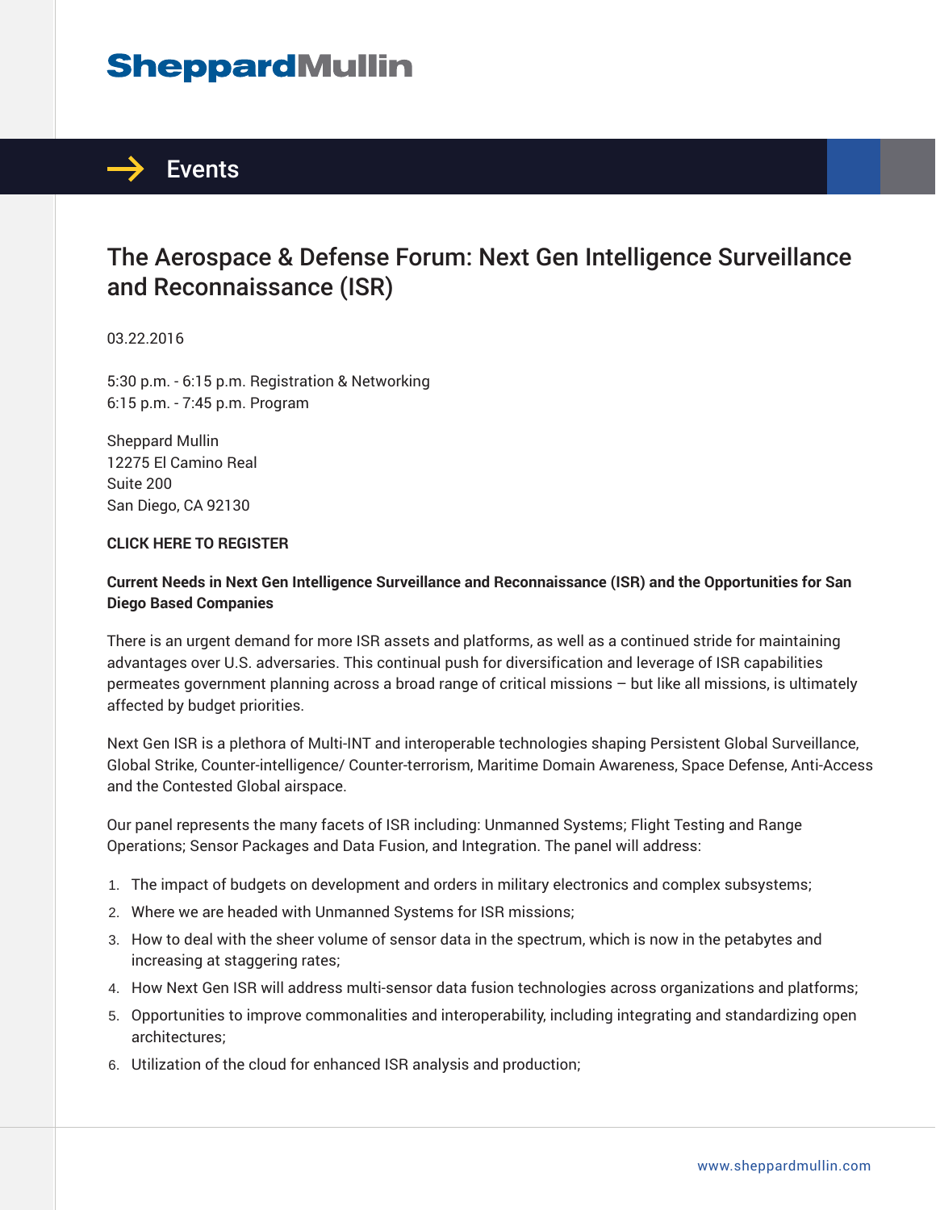SheppardMullin

Events

# The Aerospace & Defense Forum: Next Gen Intelligence Surveillance and Reconnaissance (ISR)

03.22.2016

5:30 p.m. - 6:15 p.m. Registration & Networking
6:15 p.m. - 7:45 p.m. Program

Sheppard Mullin
12275 El Camino Real
Suite 200
San Diego, CA 92130

**CLICK HERE TO REGISTER**

**Current Needs in Next Gen Intelligence Surveillance and Reconnaissance (ISR) and the Opportunities for San Diego Based Companies**

There is an urgent demand for more ISR assets and platforms, as well as a continued stride for maintaining advantages over U.S. adversaries. This continual push for diversification and leverage of ISR capabilities permeates government planning across a broad range of critical missions – but like all missions, is ultimately affected by budget priorities.

Next Gen ISR is a plethora of Multi-INT and interoperable technologies shaping Persistent Global Surveillance, Global Strike, Counter-intelligence/ Counter-terrorism, Maritime Domain Awareness, Space Defense, Anti-Access and the Contested Global airspace.

Our panel represents the many facets of ISR including: Unmanned Systems; Flight Testing and Range Operations; Sensor Packages and Data Fusion, and Integration. The panel will address:

1. The impact of budgets on development and orders in military electronics and complex subsystems;
2. Where we are headed with Unmanned Systems for ISR missions;
3. How to deal with the sheer volume of sensor data in the spectrum, which is now in the petabytes and increasing at staggering rates;
4. How Next Gen ISR will address multi-sensor data fusion technologies across organizations and platforms;
5. Opportunities to improve commonalities and interoperability, including integrating and standardizing open architectures;
6. Utilization of the cloud for enhanced ISR analysis and production;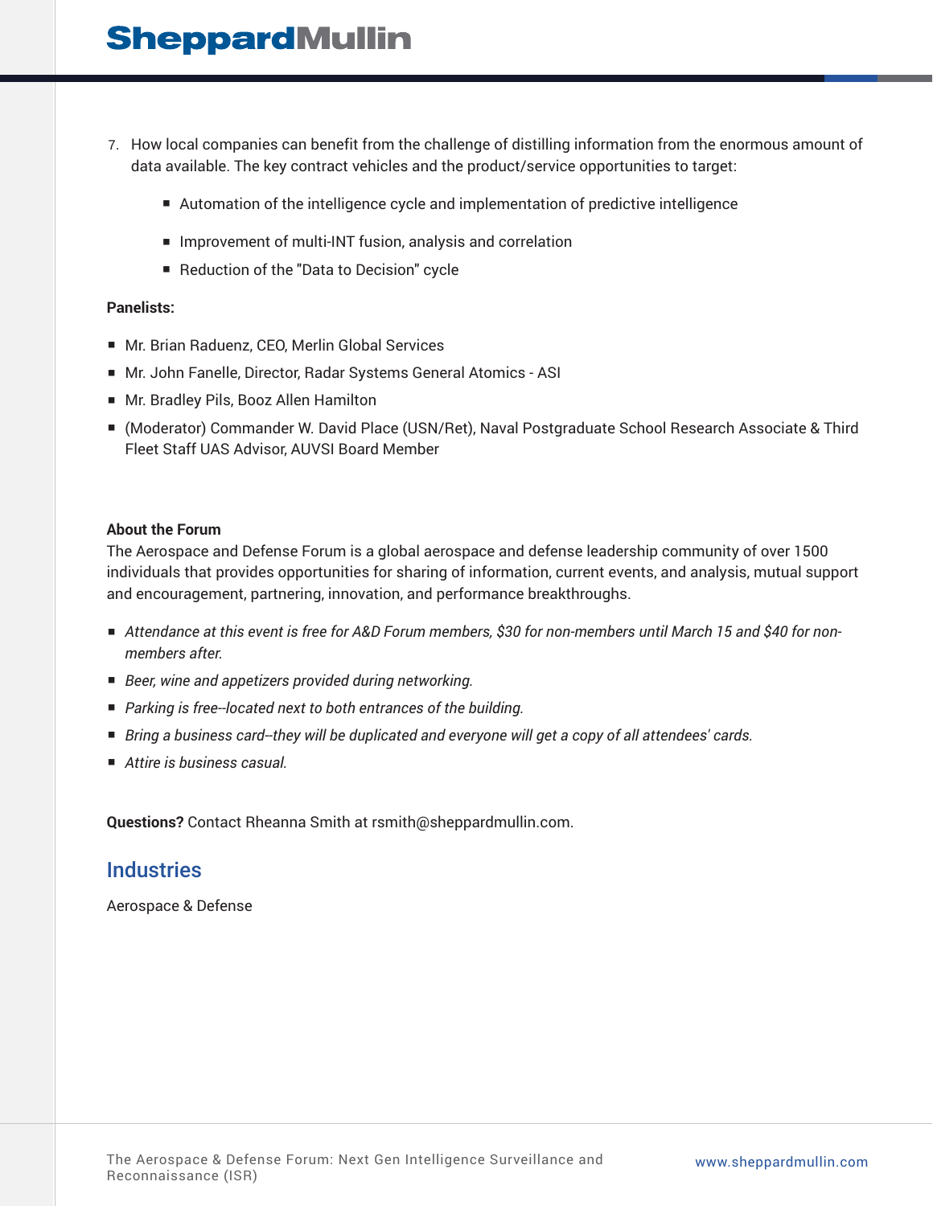7. How local companies can benefit from the challenge of distilling information from the enormous amount of data available. The key contract vehicles and the product/service opportunities to target:
   - Automation of the intelligence cycle and implementation of predictive intelligence
   - Improvement of multi-INT fusion, analysis and correlation
   - Reduction of the "Data to Decision" cycle

**Panelists:**

- Mr. Brian Raduenz, CEO, Merlin Global Services
- Mr. John Fanelle, Director, Radar Systems General Atomics - ASI
- Mr. Bradley Pils, Booz Allen Hamilton
- (Moderator) Commander W. David Place (USN/Ret), Naval Postgraduate School Research Associate & Third Fleet Staff UAS Advisor, AUVSI Board Member

**About the Forum**

The Aerospace and Defense Forum is a global aerospace and defense leadership community of over 1500 individuals that provides opportunities for sharing of information, current events, and analysis, mutual support and encouragement, partnering, innovation, and performance breakthroughs.

- *Attendance at this event is free for A&D Forum members, $30 for non-members until March 15 and $40 for non-members after.*
- *Beer, wine and appetizers provided during networking.*
- *Parking is free--located next to both entrances of the building.*
- *Bring a business card--they will be duplicated and everyone will get a copy of all attendees' cards.*
- *Attire is business casual.*

**Questions?** Contact Rheanna Smith at rsmith@sheppardmullin.com.

## Industries

Aerospace & Defense